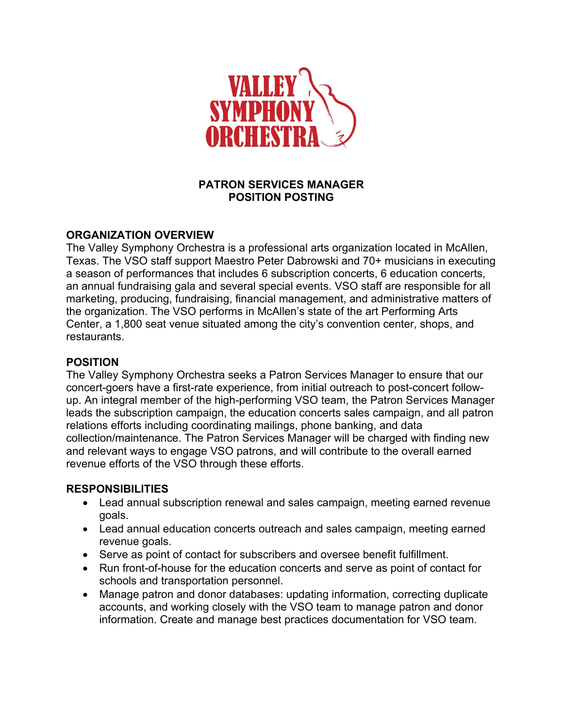# PATRON SERVICES MANAGER
# POSITION POSTING

## ORGANIZATION OVERVIEW

The Valley Symphony Orchestra is a professional arts organization located in McAllen, Texas. The VSO staff support Maestro Peter Dabrowski and 70+ musicians in executing a season of performances that includes 6 subscription concerts, 6 education concerts, an annual fundraising gala and several special events. VSO staff are responsible for all marketing, producing, fundraising, financial management, and administrative matters of the organization. The VSO performs in McAllen's state of the art Performing Arts Center, a 1,800 seat venue situated among the city's convention center, shops, and restaurants.

## POSITION

The Valley Symphony Orchestra seeks a Patron Services Manager to ensure that our concert-goers have a first-rate experience, from initial outreach to post-concert follow-up. An integral member of the high-performing VSO team, the Patron Services Manager leads the subscription campaign, the education concerts sales campaign, and all patron relations efforts including coordinating mailings, phone banking, and data collection/maintenance. The Patron Services Manager will be charged with finding new and relevant ways to engage VSO patrons, and will contribute to the overall earned revenue efforts of the VSO through these efforts.

## RESPONSIBILITIES

- Lead annual subscription renewal and sales campaign, meeting earned revenue goals.
- Lead annual education concerts outreach and sales campaign, meeting earned revenue goals.
- Serve as point of contact for subscribers and oversee benefit fulfillment.
- Run front-of-house for the education concerts and serve as point of contact for schools and transportation personnel.
- Manage patron and donor databases: updating information, correcting duplicate accounts, and working closely with the VSO team to manage patron and donor information. Create and manage best practices documentation for VSO team.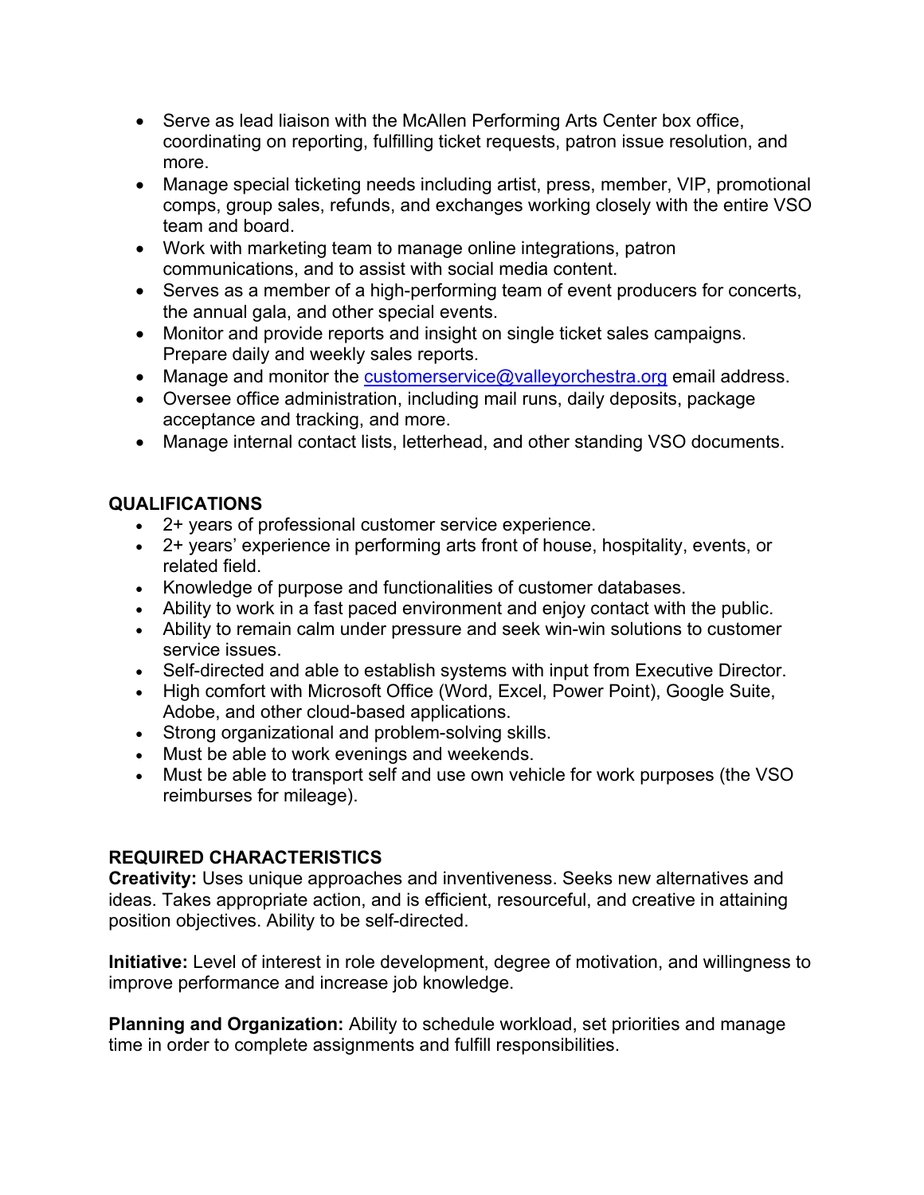- Serve as lead liaison with the McAllen Performing Arts Center box office, coordinating on reporting, fulfilling ticket requests, patron issue resolution, and more.
- Manage special ticketing needs including artist, press, member, VIP, promotional comps, group sales, refunds, and exchanges working closely with the entire VSO team and board.
- Work with marketing team to manage online integrations, patron communications, and to assist with social media content.
- Serves as a member of a high-performing team of event producers for concerts, the annual gala, and other special events.
- Monitor and provide reports and insight on single ticket sales campaigns. Prepare daily and weekly sales reports.
- Manage and monitor the customerservice@valleyorchestra.org email address.
- Oversee office administration, including mail runs, daily deposits, package acceptance and tracking, and more.
- Manage internal contact lists, letterhead, and other standing VSO documents.

## QUALIFICATIONS

- 2+ years of professional customer service experience.
- 2+ years' experience in performing arts front of house, hospitality, events, or related field.
- Knowledge of purpose and functionalities of customer databases.
- Ability to work in a fast paced environment and enjoy contact with the public.
- Ability to remain calm under pressure and seek win-win solutions to customer service issues.
- Self-directed and able to establish systems with input from Executive Director.
- High comfort with Microsoft Office (Word, Excel, Power Point), Google Suite, Adobe, and other cloud-based applications.
- Strong organizational and problem-solving skills.
- Must be able to work evenings and weekends.
- Must be able to transport self and use own vehicle for work purposes (the VSO reimburses for mileage).

## REQUIRED CHARACTERISTICS

**Creativity:** Uses unique approaches and inventiveness. Seeks new alternatives and ideas. Takes appropriate action, and is efficient, resourceful, and creative in attaining position objectives. Ability to be self-directed.

**Initiative:** Level of interest in role development, degree of motivation, and willingness to improve performance and increase job knowledge.

**Planning and Organization:** Ability to schedule workload, set priorities and manage time in order to complete assignments and fulfill responsibilities.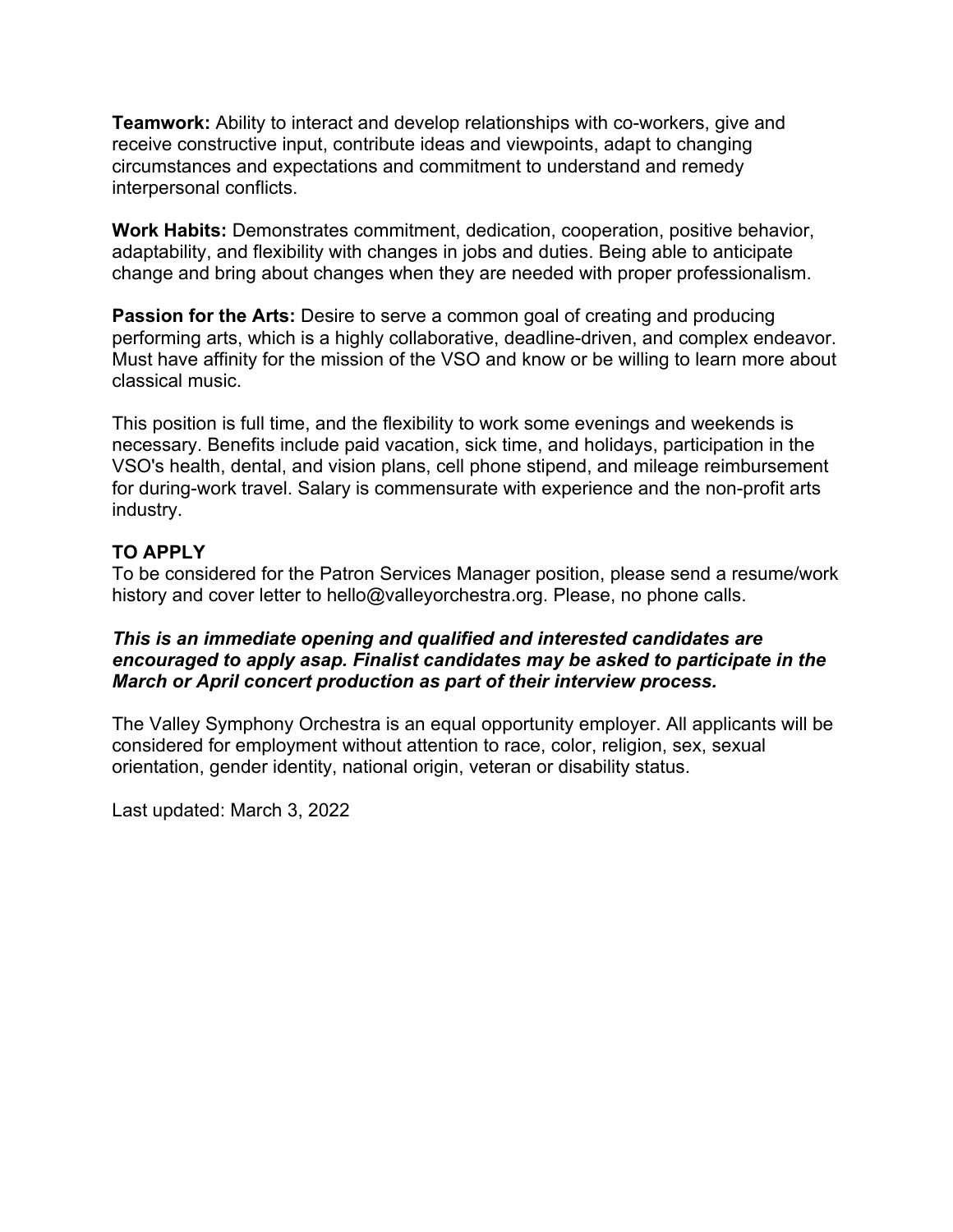**Teamwork:** Ability to interact and develop relationships with co-workers, give and receive constructive input, contribute ideas and viewpoints, adapt to changing circumstances and expectations and commitment to understand and remedy interpersonal conflicts.

**Work Habits:** Demonstrates commitment, dedication, cooperation, positive behavior, adaptability, and flexibility with changes in jobs and duties. Being able to anticipate change and bring about changes when they are needed with proper professionalism.

**Passion for the Arts:** Desire to serve a common goal of creating and producing performing arts, which is a highly collaborative, deadline-driven, and complex endeavor. Must have affinity for the mission of the VSO and know or be willing to learn more about classical music.

This position is full time, and the flexibility to work some evenings and weekends is necessary. Benefits include paid vacation, sick time, and holidays, participation in the VSO's health, dental, and vision plans, cell phone stipend, and mileage reimbursement for during-work travel. Salary is commensurate with experience and the non-profit arts industry.

**TO APPLY**

To be considered for the Patron Services Manager position, please send a resume/work history and cover letter to hello@valleyorchestra.org. Please, no phone calls.

***This is an immediate opening and qualified and interested candidates are encouraged to apply asap. Finalist candidates may be asked to participate in the March or April concert production as part of their interview process.***

The Valley Symphony Orchestra is an equal opportunity employer. All applicants will be considered for employment without attention to race, color, religion, sex, sexual orientation, gender identity, national origin, veteran or disability status.

Last updated: March 3, 2022